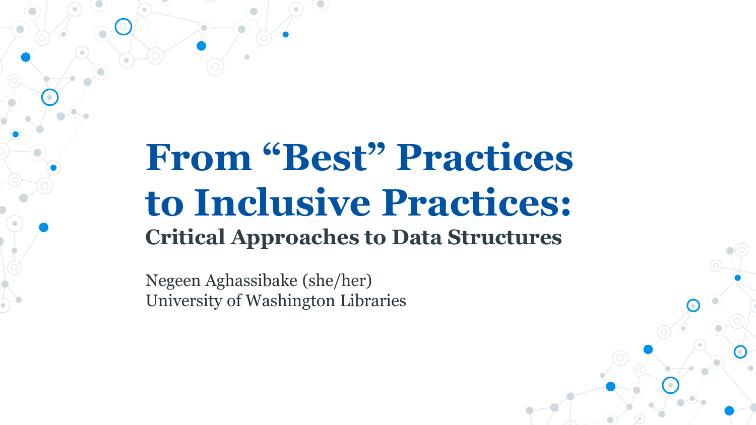# From "Best" Practices to Inclusive Practices:

## Critical Approaches to Data Structures

Negeen Aghassibake (she/her)
University of Washington Libraries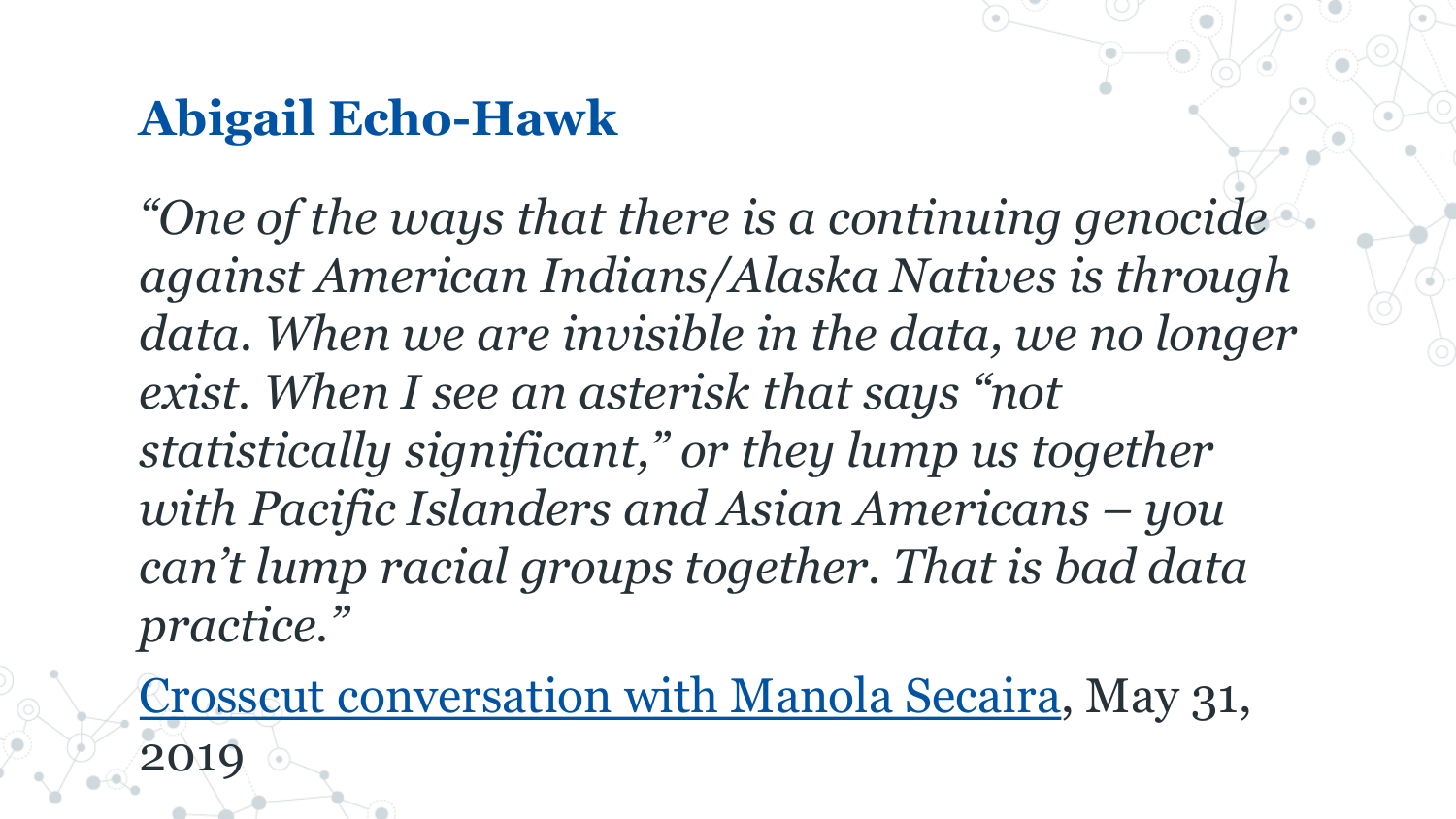## Abigail Echo-Hawk

*"One of the ways that there is a continuing genocide against American Indians/Alaska Natives is through data. When we are invisible in the data, we no longer exist. When I see an asterisk that says "not statistically significant," or they lump us together with Pacific Islanders and Asian Americans – you can't lump racial groups together. That is bad data practice."*

Crosscut conversation with Manola Secaira, May 31, 2019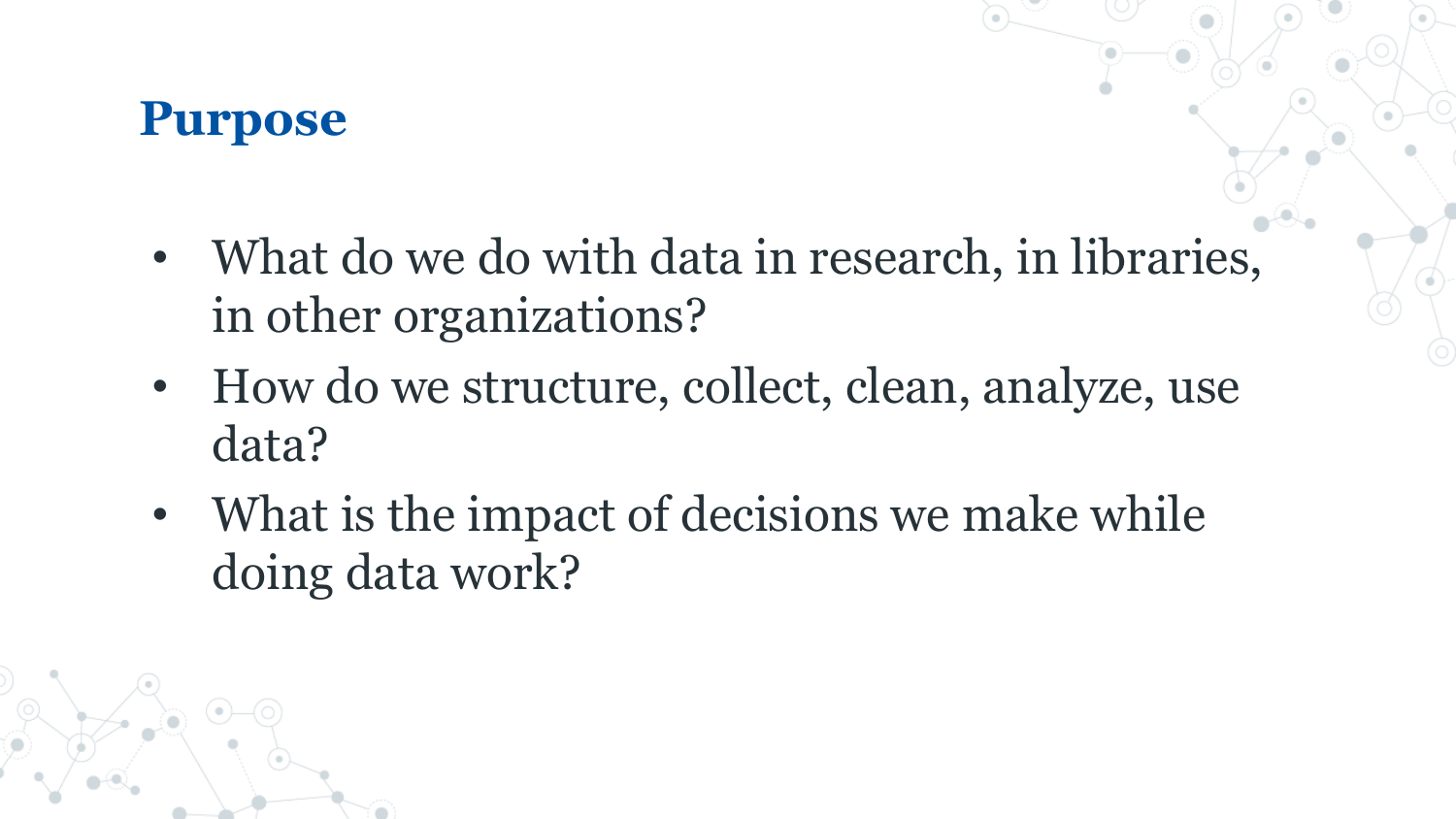# Purpose

- What do we do with data in research, in libraries, in other organizations?
- How do we structure, collect, clean, analyze, use data?
- What is the impact of decisions we make while doing data work?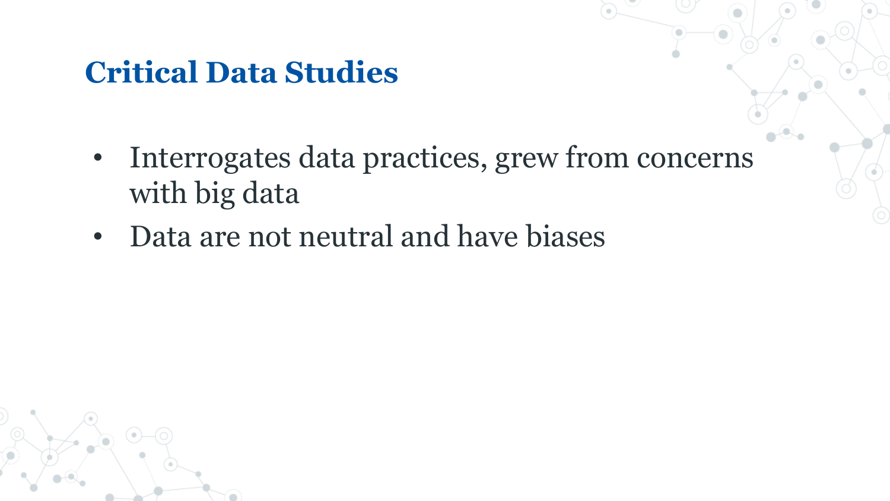# Critical Data Studies

- Interrogates data practices, grew from concerns with big data
- Data are not neutral and have biases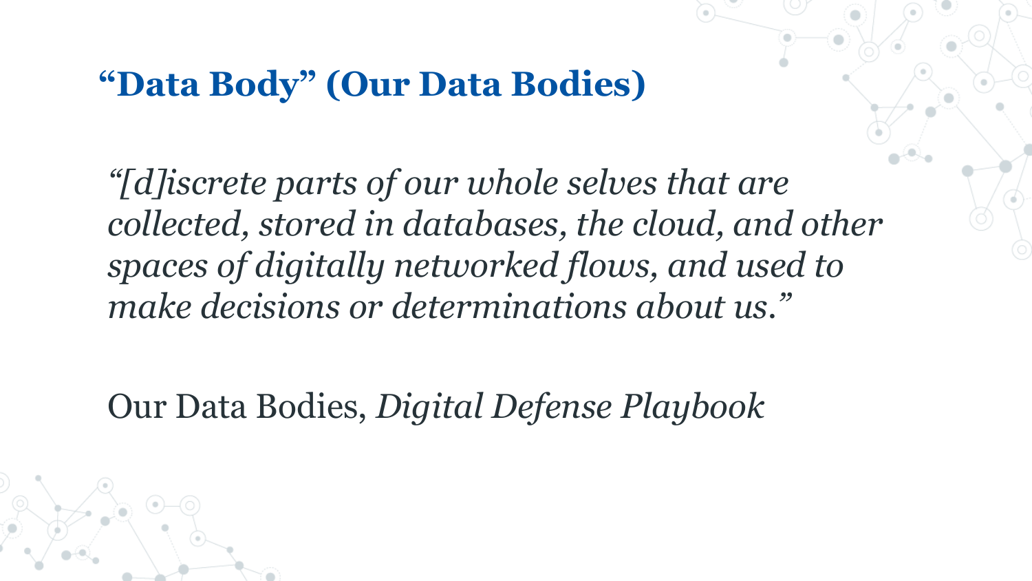## "Data Body" (Our Data Bodies)

*"[d]iscrete parts of our whole selves that are collected, stored in databases, the cloud, and other spaces of digitally networked flows, and used to make decisions or determinations about us."*

Our Data Bodies, *Digital Defense Playbook*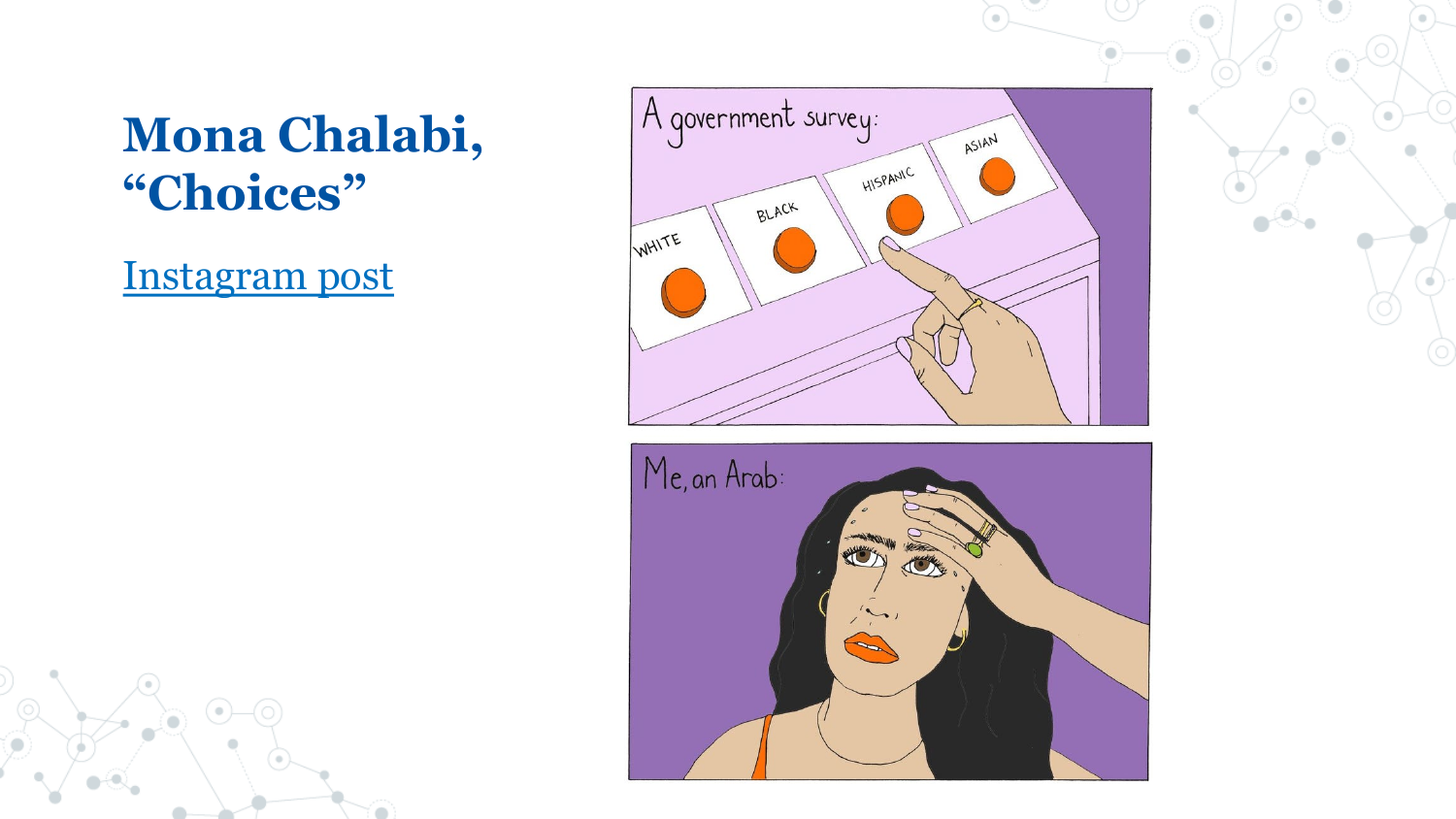# Mona Chalabi, "Choices"

[Instagram post]

A government survey:

WHITE

BLACK

HISPANIC

ASIAN

Me, an Arab: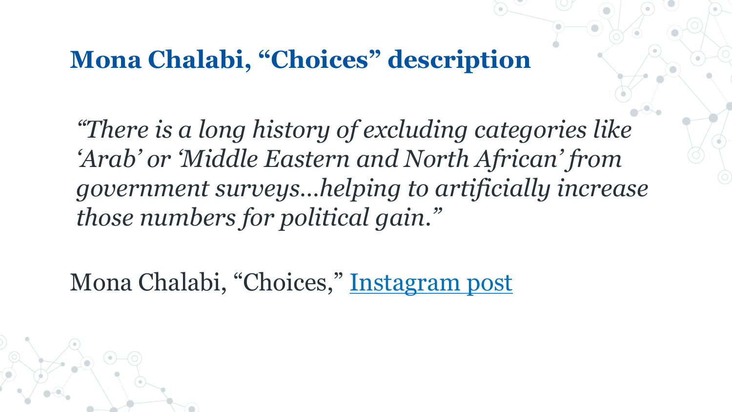## Mona Chalabi, "Choices" description

*"There is a long history of excluding categories like 'Arab' or 'Middle Eastern and North African' from government surveys…helping to artificially increase those numbers for political gain."*

Mona Chalabi, "Choices," Instagram post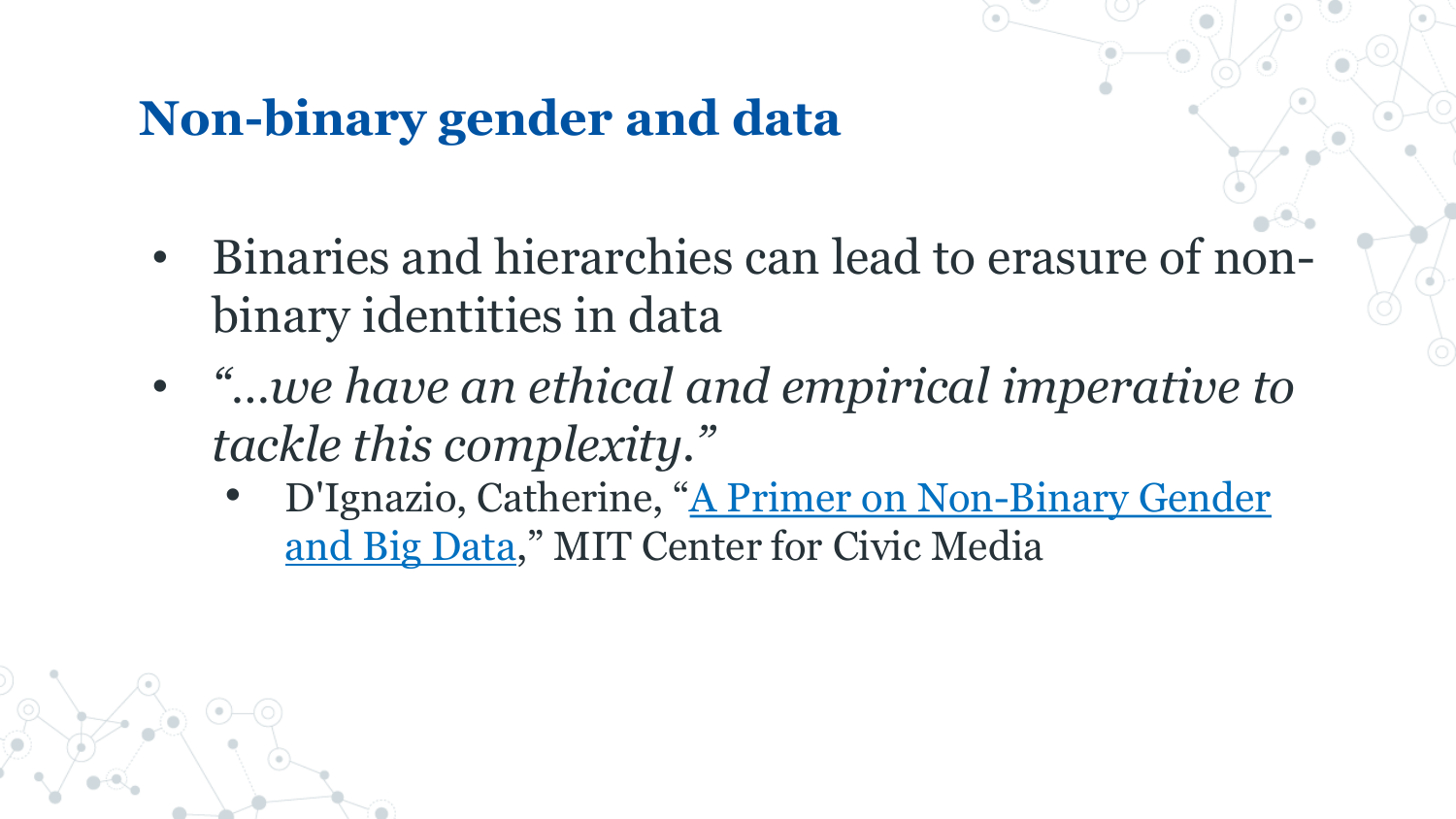# Non-binary gender and data

- Binaries and hierarchies can lead to erasure of non-binary identities in data
- *"…we have an ethical and empirical imperative to tackle this complexity."*
    - D'Ignazio, Catherine, "A Primer on Non-Binary Gender and Big Data," MIT Center for Civic Media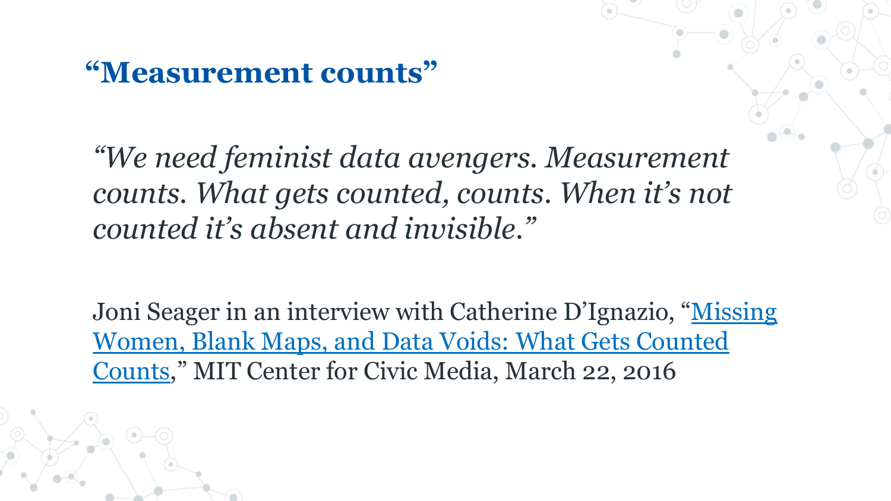# "Measurement counts"

*"We need feminist data avengers. Measurement counts. What gets counted, counts. When it's not counted it's absent and invisible."*

Joni Seager in an interview with Catherine D'Ignazio, "Missing Women, Blank Maps, and Data Voids: What Gets Counted Counts," MIT Center for Civic Media, March 22, 2016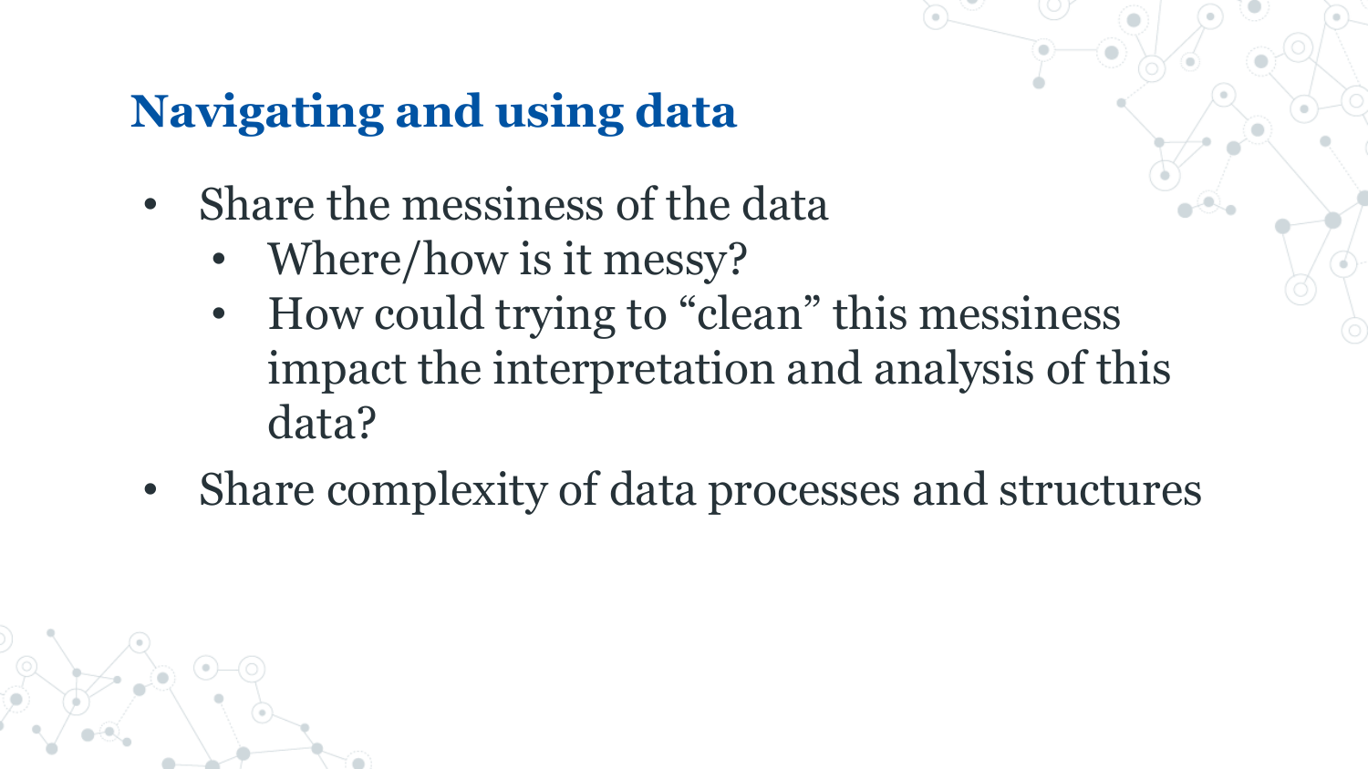## Navigating and using data

- Share the messiness of the data
  - Where/how is it messy?
  - How could trying to "clean" this messiness impact the interpretation and analysis of this data?
- Share complexity of data processes and structures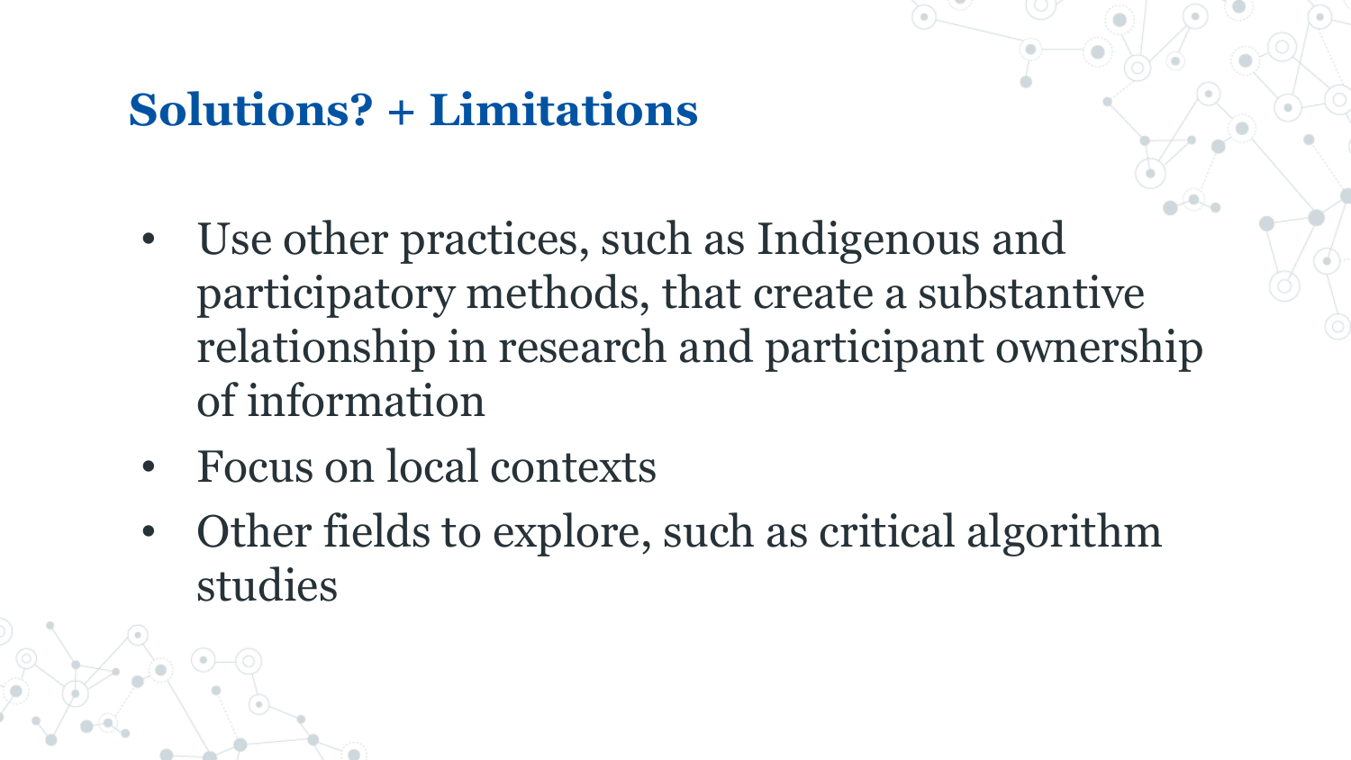## Solutions? + Limitations

- Use other practices, such as Indigenous and participatory methods, that create a substantive relationship in research and participant ownership of information
- Focus on local contexts
- Other fields to explore, such as critical algorithm studies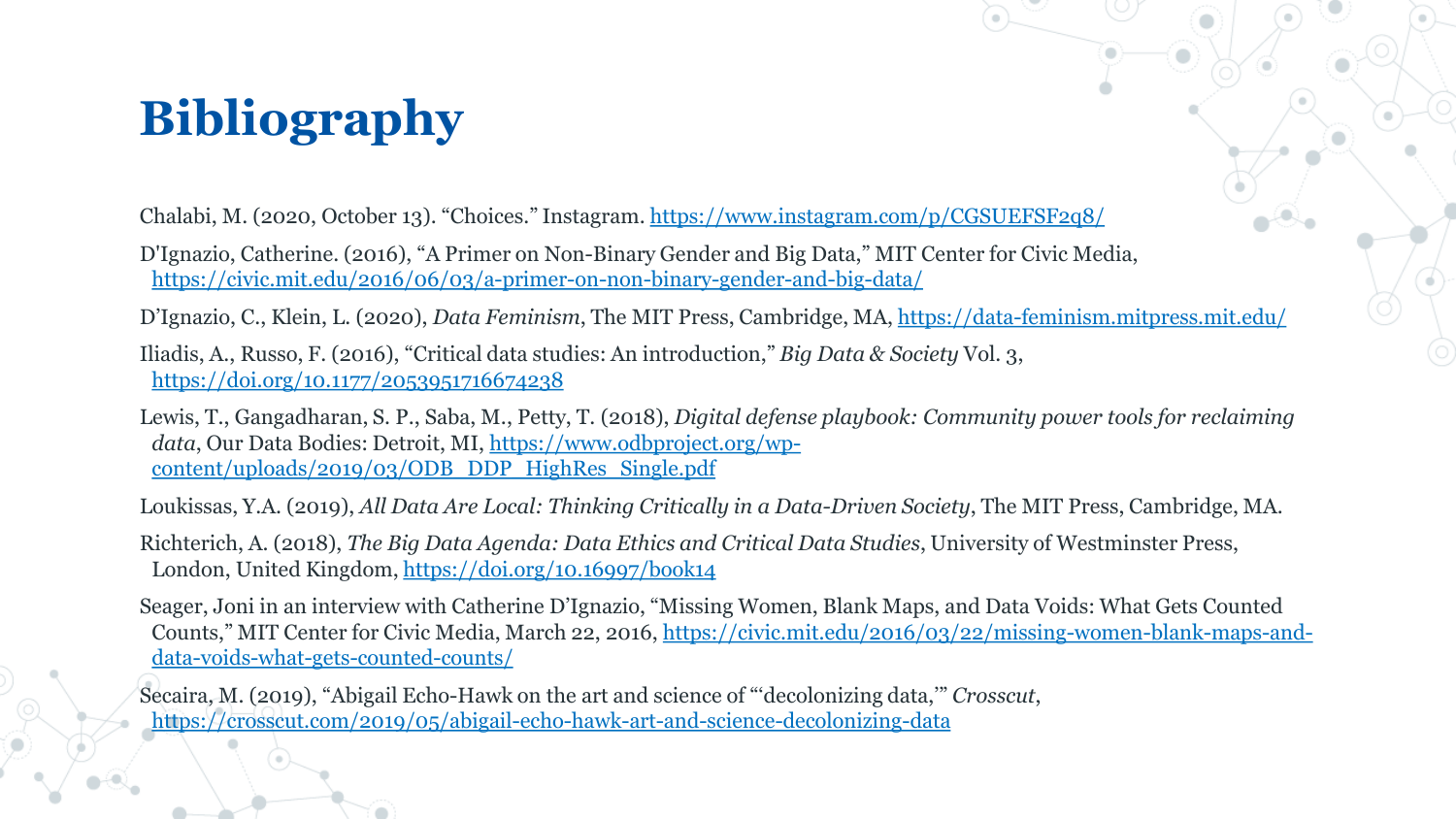# Bibliography

Chalabi, M. (2020, October 13). "Choices." Instagram. https://www.instagram.com/p/CGSUEFSF2q8/

D'Ignazio, Catherine. (2016), "A Primer on Non-Binary Gender and Big Data," MIT Center for Civic Media, https://civic.mit.edu/2016/06/03/a-primer-on-non-binary-gender-and-big-data/

D'Ignazio, C., Klein, L. (2020), *Data Feminism*, The MIT Press, Cambridge, MA, https://data-feminism.mitpress.mit.edu/

Iliadis, A., Russo, F. (2016), "Critical data studies: An introduction," *Big Data & Society* Vol. 3, https://doi.org/10.1177/2053951716674238

Lewis, T., Gangadharan, S. P., Saba, M., Petty, T. (2018), *Digital defense playbook: Community power tools for reclaiming data*, Our Data Bodies: Detroit, MI, https://www.odbproject.org/wp-content/uploads/2019/03/ODB_DDP_HighRes_Single.pdf

Loukissas, Y.A. (2019), *All Data Are Local: Thinking Critically in a Data-Driven Society*, The MIT Press, Cambridge, MA.

Richterich, A. (2018), *The Big Data Agenda: Data Ethics and Critical Data Studies*, University of Westminster Press, London, United Kingdom, https://doi.org/10.16997/book14

Seager, Joni in an interview with Catherine D'Ignazio, "Missing Women, Blank Maps, and Data Voids: What Gets Counted Counts," MIT Center for Civic Media, March 22, 2016, https://civic.mit.edu/2016/03/22/missing-women-blank-maps-and-data-voids-what-gets-counted-counts/

Secaira, M. (2019), "Abigail Echo-Hawk on the art and science of "'decolonizing data,'" *Crosscut*, https://crosscut.com/2019/05/abigail-echo-hawk-art-and-science-decolonizing-data